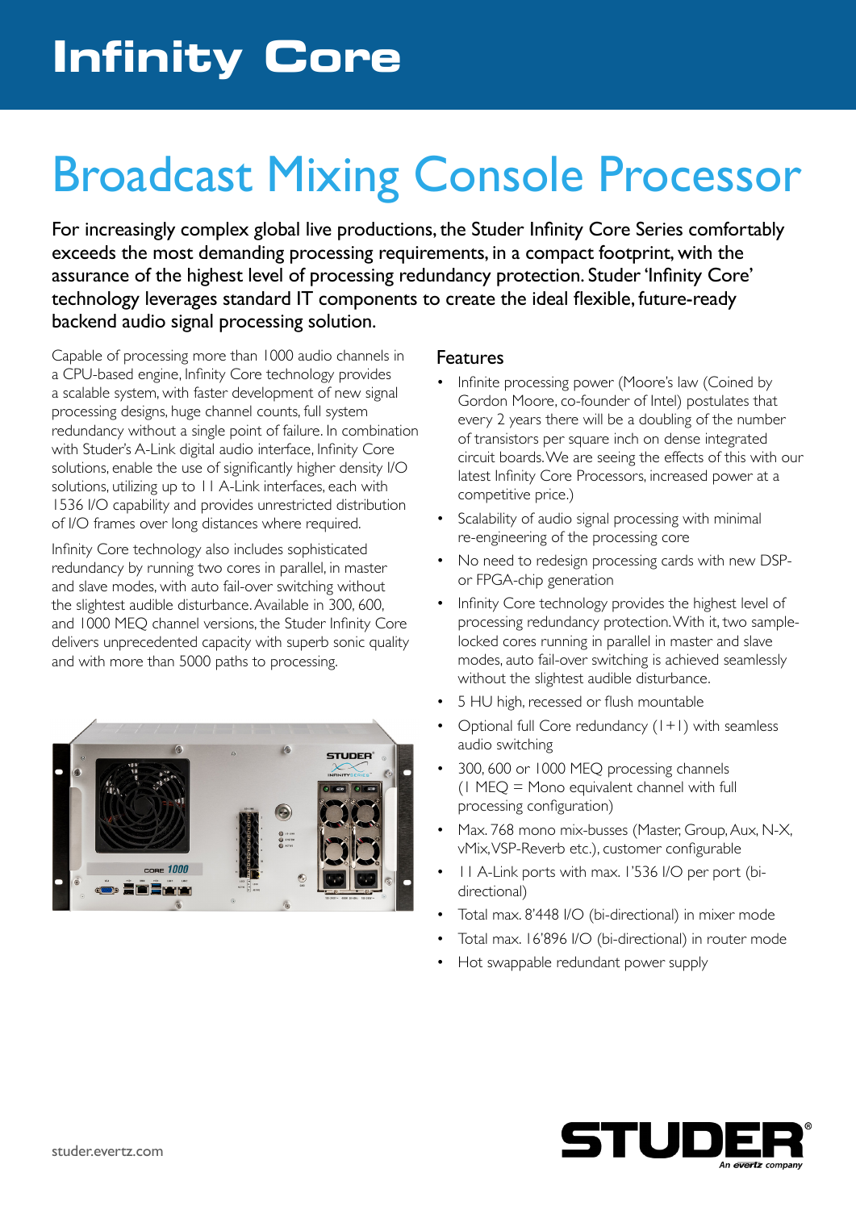# Infinity Core

# Broadcast Mixing Console Processor

For increasingly complex global live productions, the Studer Infinity Core Series comfortably exceeds the most demanding processing requirements, in a compact footprint, with the assurance of the highest level of processing redundancy protection. Studer 'Infinity Core' technology leverages standard IT components to create the ideal flexible, future-ready backend audio signal processing solution.

Capable of processing more than 1000 audio channels in a CPU-based engine, Infinity Core technology provides a scalable system, with faster development of new signal processing designs, huge channel counts, full system redundancy without a single point of failure. In combination with Studer's A-Link digital audio interface, Infinity Core solutions, enable the use of significantly higher density I/O solutions, utilizing up to 11 A-Link interfaces, each with 1536 I/O capability and provides unrestricted distribution of I/O frames over long distances where required.

Infinity Core technology also includes sophisticated redundancy by running two cores in parallel, in master and slave modes, with auto fail-over switching without the slightest audible disturbance. Available in 300, 600, and 1000 MEQ channel versions, the Studer Infinity Core delivers unprecedented capacity with superb sonic quality and with more than 5000 paths to processing.

## Features

- Infinite processing power (Moore's law (Coined by Gordon Moore, co-founder of Intel) postulates that every 2 years there will be a doubling of the number of transistors per square inch on dense integrated circuit boards. We are seeing the effects of this with our latest Infinity Core Processors, increased power at a competitive price.)
- Scalability of audio signal processing with minimal re-engineering of the processing core
- No need to redesign processing cards with new DSP- or FPGA-chip generation
- Infinity Core technology provides the highest level of processing redundancy protection. With it, two sample-locked cores running in parallel in master and slave modes, auto fail-over switching is achieved seamlessly without the slightest audible disturbance.
- 5 HU high, recessed or flush mountable
- Optional full Core redundancy (1+1) with seamless audio switching
- 300, 600 or 1000 MEQ processing channels (1 MEQ = Mono equivalent channel with full processing configuration)
- Max. 768 mono mix-busses (Master, Group, Aux, N-X, vMix, VSP-Reverb etc.), customer configurable
- 11 A-Link ports with max. 1'536 I/O per port (bi-directional)
- Total max. 8'448 I/O (bi-directional) in mixer mode
- Total max. 16'896 I/O (bi-directional) in router mode
- Hot swappable redundant power supply

studer.evertz.com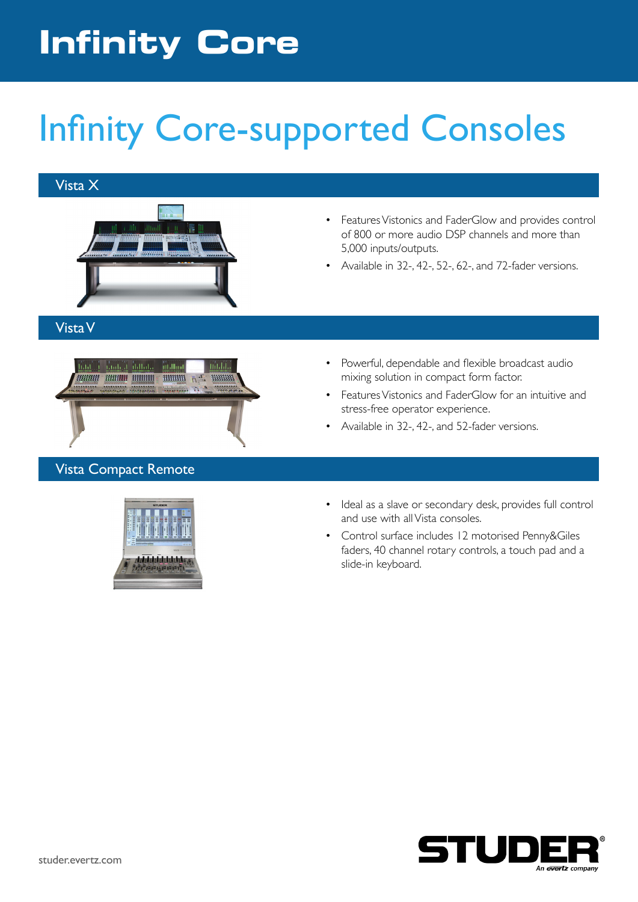# Infinity Core

## Infinity Core-supported Consoles

### Vista X

- Features Vistonics and FaderGlow and provides control of 800 or more audio DSP channels and more than 5,000 inputs/outputs.
- Available in 32-, 42-, 52-, 62-, and 72-fader versions.

### Vista V

- Powerful, dependable and flexible broadcast audio mixing solution in compact form factor.
- Features Vistonics and FaderGlow for an intuitive and stress-free operator experience.
- Available in 32-, 42-, and 52-fader versions.

### Vista Compact Remote

- Ideal as a slave or secondary desk, provides full control and use with all Vista consoles.
- Control surface includes 12 motorised Penny&Giles faders, 40 channel rotary controls, a touch pad and a slide-in keyboard.

studer.evertz.com

STUDER®
An evertz company